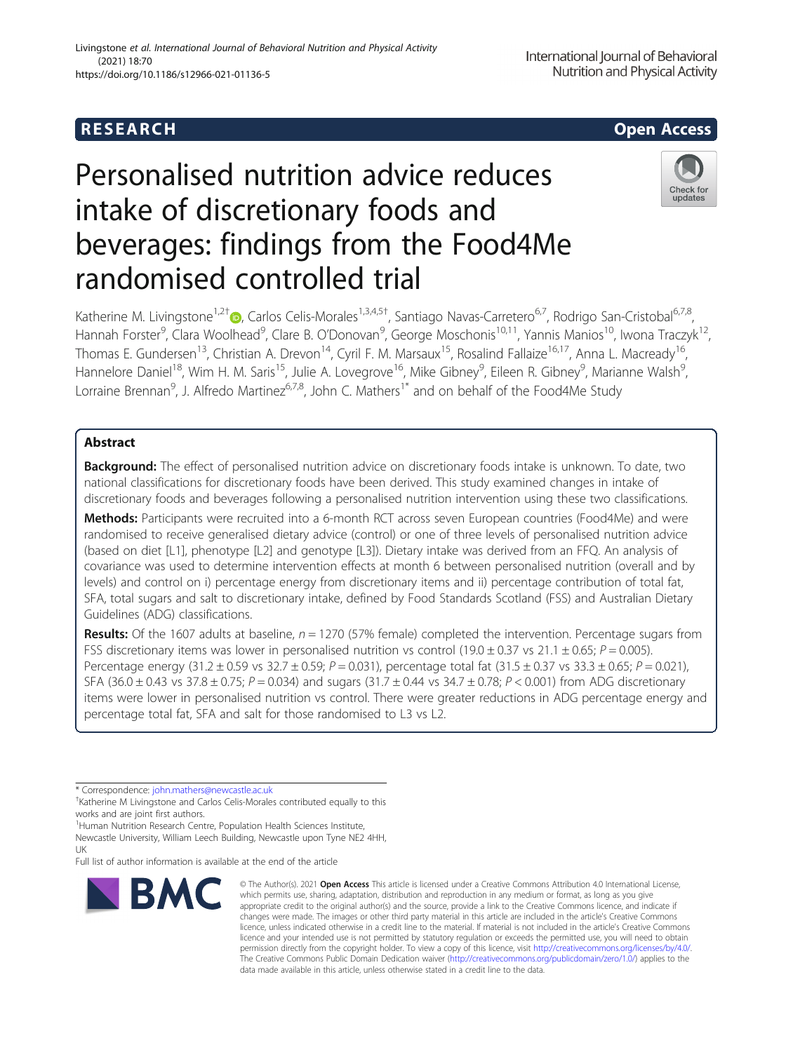RESEARCH

Open Access

# Personalised nutrition advice reduces intake of discretionary foods and beverages: findings from the Food4Me randomised controlled trial

Katherine M. Livingstone[1,2†], Carlos Celis-Morales[1,3,4,5†], Santiago Navas-Carretero[6,7], Rodrigo San-Cristobal[6,7,8], Hannah Forster[9], Clara Woolhead[9], Clare B. O'Donovan[9], George Moschonis[10,11], Yannis Manios[10], Iwona Traczyk[12], Thomas E. Gundersen[13], Christian A. Drevon[14], Cyril F. M. Marsaux[15], Rosalind Fallaize[16,17], Anna L. Macready[16], Hannelore Daniel[18], Wim H. M. Saris[15], Julie A. Lovegrove[16], Mike Gibney[9], Eileen R. Gibney[9], Marianne Walsh[9], Lorraine Brennan[9], J. Alfredo Martinez[6,7,8], John C. Mathers[1*] and on behalf of the Food4Me Study

## Abstract

**Background:** The effect of personalised nutrition advice on discretionary foods intake is unknown. To date, two national classifications for discretionary foods have been derived. This study examined changes in intake of discretionary foods and beverages following a personalised nutrition intervention using these two classifications.

**Methods:** Participants were recruited into a 6-month RCT across seven European countries (Food4Me) and were randomised to receive generalised dietary advice (control) or one of three levels of personalised nutrition advice (based on diet [L1], phenotype [L2] and genotype [L3]). Dietary intake was derived from an FFQ. An analysis of covariance was used to determine intervention effects at month 6 between personalised nutrition (overall and by levels) and control on i) percentage energy from discretionary items and ii) percentage contribution of total fat, SFA, total sugars and salt to discretionary intake, defined by Food Standards Scotland (FSS) and Australian Dietary Guidelines (ADG) classifications.

**Results:** Of the 1607 adults at baseline, $n = 1270$ (57% female) completed the intervention. Percentage sugars from FSS discretionary items was lower in personalised nutrition vs control (19.0 ± 0.37 vs 21.1 ± 0.65; $P = 0.005$). Percentage energy (31.2 ± 0.59 vs 32.7 ± 0.59; $P = 0.031$), percentage total fat (31.5 ± 0.37 vs 33.3 ± 0.65; $P = 0.021$), SFA (36.0 ± 0.43 vs 37.8 ± 0.75; $P = 0.034$) and sugars (31.7 ± 0.44 vs 34.7 ± 0.78; $P < 0.001$) from ADG discretionary items were lower in personalised nutrition vs control. There were greater reductions in ADG percentage energy and percentage total fat, SFA and salt for those randomised to L3 vs L2.

* Correspondence: john.mathers@newcastle.ac.uk
†Katherine M Livingstone and Carlos Celis-Morales contributed equally to this works and are joint first authors.
[1]Human Nutrition Research Centre, Population Health Sciences Institute, Newcastle University, William Leech Building, Newcastle upon Tyne NE2 4HH, UK
Full list of author information is available at the end of the article

© The Author(s). 2021 **Open Access** This article is licensed under a Creative Commons Attribution 4.0 International License, which permits use, sharing, adaptation, distribution and reproduction in any medium or format, as long as you give appropriate credit to the original author(s) and the source, provide a link to the Creative Commons licence, and indicate if changes were made. The images or other third party material in this article are included in the article's Creative Commons licence, unless indicated otherwise in a credit line to the material. If material is not included in the article's Creative Commons licence and your intended use is not permitted by statutory regulation or exceeds the permitted use, you will need to obtain permission directly from the copyright holder. To view a copy of this licence, visit http://creativecommons.org/licenses/by/4.0/. The Creative Commons Public Domain Dedication waiver (http://creativecommons.org/publicdomain/zero/1.0/) applies to the data made available in this article, unless otherwise stated in a credit line to the data.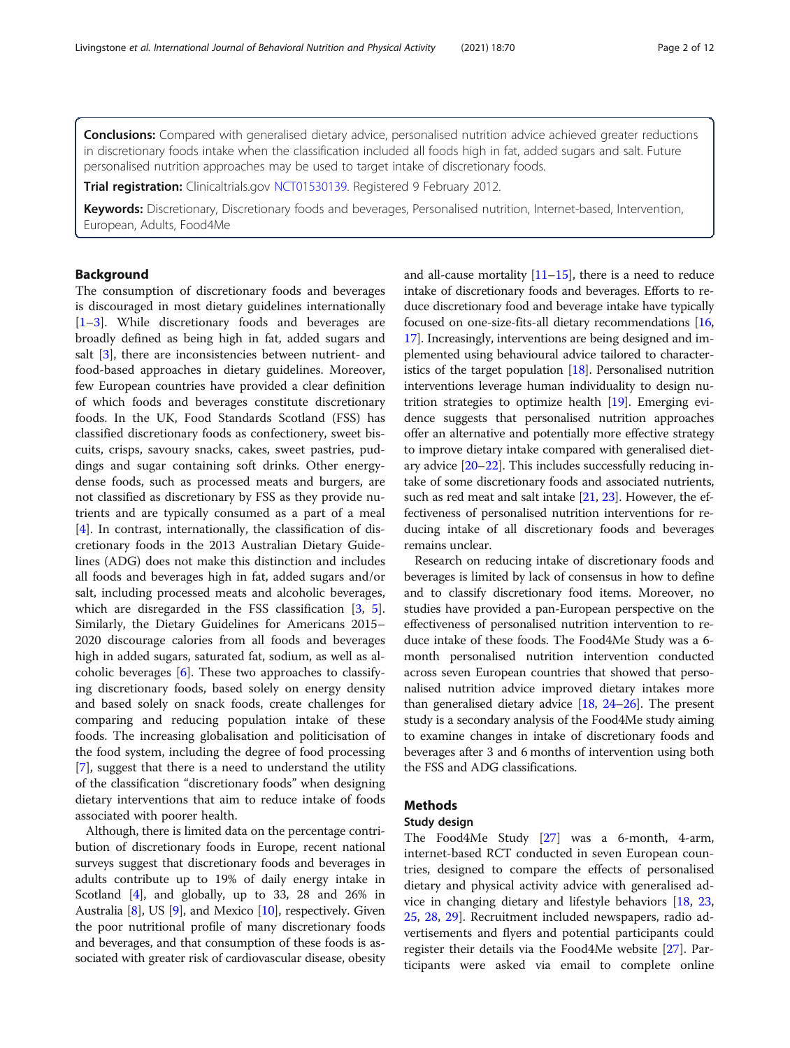**Conclusions:** Compared with generalised dietary advice, personalised nutrition advice achieved greater reductions in discretionary foods intake when the classification included all foods high in fat, added sugars and salt. Future personalised nutrition approaches may be used to target intake of discretionary foods.

**Trial registration:** Clinicaltrials.gov NCT01530139. Registered 9 February 2012.

**Keywords:** Discretionary, Discretionary foods and beverages, Personalised nutrition, Internet-based, Intervention, European, Adults, Food4Me

## Background

The consumption of discretionary foods and beverages is discouraged in most dietary guidelines internationally [1–3]. While discretionary foods and beverages are broadly defined as being high in fat, added sugars and salt [3], there are inconsistencies between nutrient- and food-based approaches in dietary guidelines. Moreover, few European countries have provided a clear definition of which foods and beverages constitute discretionary foods. In the UK, Food Standards Scotland (FSS) has classified discretionary foods as confectionery, sweet biscuits, crisps, savoury snacks, cakes, sweet pastries, puddings and sugar containing soft drinks. Other energy-dense foods, such as processed meats and burgers, are not classified as discretionary by FSS as they provide nutrients and are typically consumed as a part of a meal [4]. In contrast, internationally, the classification of discretionary foods in the 2013 Australian Dietary Guidelines (ADG) does not make this distinction and includes all foods and beverages high in fat, added sugars and/or salt, including processed meats and alcoholic beverages, which are disregarded in the FSS classification [3, 5]. Similarly, the Dietary Guidelines for Americans 2015–2020 discourage calories from all foods and beverages high in added sugars, saturated fat, sodium, as well as alcoholic beverages [6]. These two approaches to classifying discretionary foods, based solely on energy density and based solely on snack foods, create challenges for comparing and reducing population intake of these foods. The increasing globalisation and politicisation of the food system, including the degree of food processing [7], suggest that there is a need to understand the utility of the classification "discretionary foods" when designing dietary interventions that aim to reduce intake of foods associated with poorer health.

Although, there is limited data on the percentage contribution of discretionary foods in Europe, recent national surveys suggest that discretionary foods and beverages in adults contribute up to 19% of daily energy intake in Scotland [4], and globally, up to 33, 28 and 26% in Australia [8], US [9], and Mexico [10], respectively. Given the poor nutritional profile of many discretionary foods and beverages, and that consumption of these foods is associated with greater risk of cardiovascular disease, obesity and all-cause mortality [11–15], there is a need to reduce intake of discretionary foods and beverages. Efforts to reduce discretionary food and beverage intake have typically focused on one-size-fits-all dietary recommendations [16, 17]. Increasingly, interventions are being designed and implemented using behavioural advice tailored to characteristics of the target population [18]. Personalised nutrition interventions leverage human individuality to design nutrition strategies to optimize health [19]. Emerging evidence suggests that personalised nutrition approaches offer an alternative and potentially more effective strategy to improve dietary intake compared with generalised dietary advice [20–22]. This includes successfully reducing intake of some discretionary foods and associated nutrients, such as red meat and salt intake [21, 23]. However, the effectiveness of personalised nutrition interventions for reducing intake of all discretionary foods and beverages remains unclear.

Research on reducing intake of discretionary foods and beverages is limited by lack of consensus in how to define and to classify discretionary food items. Moreover, no studies have provided a pan-European perspective on the effectiveness of personalised nutrition intervention to reduce intake of these foods. The Food4Me Study was a 6-month personalised nutrition intervention conducted across seven European countries that showed that personalised nutrition advice improved dietary intakes more than generalised dietary advice [18, 24–26]. The present study is a secondary analysis of the Food4Me study aiming to examine changes in intake of discretionary foods and beverages after 3 and 6 months of intervention using both the FSS and ADG classifications.

## Methods

### Study design

The Food4Me Study [27] was a 6-month, 4-arm, internet-based RCT conducted in seven European countries, designed to compare the effects of personalised dietary and physical activity advice with generalised advice in changing dietary and lifestyle behaviors [18, 23, 25, 28, 29]. Recruitment included newspapers, radio advertisements and flyers and potential participants could register their details via the Food4Me website [27]. Participants were asked via email to complete online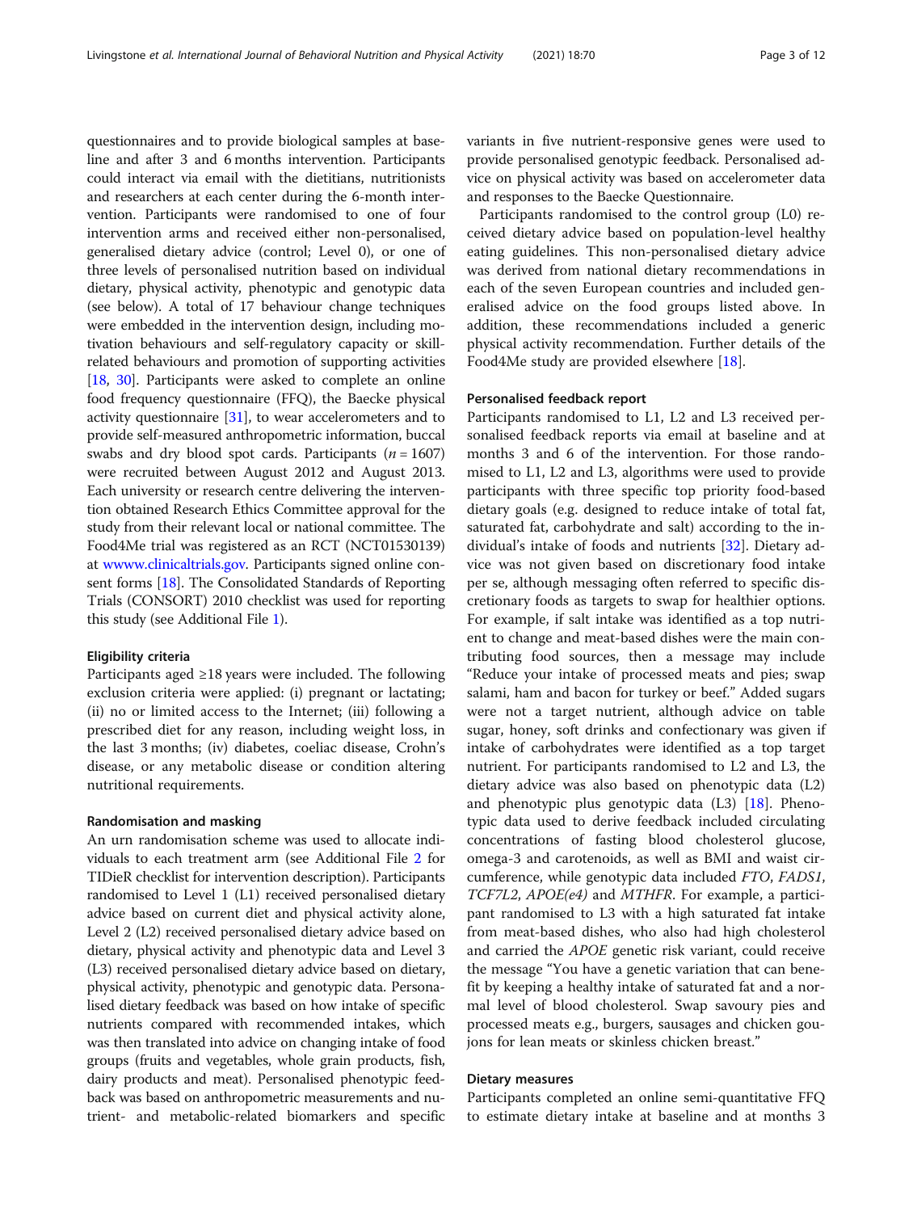questionnaires and to provide biological samples at baseline and after 3 and 6 months intervention. Participants could interact via email with the dietitians, nutritionists and researchers at each center during the 6-month intervention. Participants were randomised to one of four intervention arms and received either non-personalised, generalised dietary advice (control; Level 0), or one of three levels of personalised nutrition based on individual dietary, physical activity, phenotypic and genotypic data (see below). A total of 17 behaviour change techniques were embedded in the intervention design, including motivation behaviours and self-regulatory capacity or skill-related behaviours and promotion of supporting activities [18, 30]. Participants were asked to complete an online food frequency questionnaire (FFQ), the Baecke physical activity questionnaire [31], to wear accelerometers and to provide self-measured anthropometric information, buccal swabs and dry blood spot cards. Participants ($n = 1607$) were recruited between August 2012 and August 2013. Each university or research centre delivering the intervention obtained Research Ethics Committee approval for the study from their relevant local or national committee. The Food4Me trial was registered as an RCT (NCT01530139) at wwww.clinicaltrials.gov. Participants signed online consent forms [18]. The Consolidated Standards of Reporting Trials (CONSORT) 2010 checklist was used for reporting this study (see Additional File 1).

#### Eligibility criteria

Participants aged ≥18 years were included. The following exclusion criteria were applied: (i) pregnant or lactating; (ii) no or limited access to the Internet; (iii) following a prescribed diet for any reason, including weight loss, in the last 3 months; (iv) diabetes, coeliac disease, Crohn's disease, or any metabolic disease or condition altering nutritional requirements.

#### Randomisation and masking

An urn randomisation scheme was used to allocate individuals to each treatment arm (see Additional File 2 for TIDieR checklist for intervention description). Participants randomised to Level 1 (L1) received personalised dietary advice based on current diet and physical activity alone, Level 2 (L2) received personalised dietary advice based on dietary, physical activity and phenotypic data and Level 3 (L3) received personalised dietary advice based on dietary, physical activity, phenotypic and genotypic data. Personalised dietary feedback was based on how intake of specific nutrients compared with recommended intakes, which was then translated into advice on changing intake of food groups (fruits and vegetables, whole grain products, fish, dairy products and meat). Personalised phenotypic feedback was based on anthropometric measurements and nutrient- and metabolic-related biomarkers and specific variants in five nutrient-responsive genes were used to provide personalised genotypic feedback. Personalised advice on physical activity was based on accelerometer data and responses to the Baecke Questionnaire.

Participants randomised to the control group (L0) received dietary advice based on population-level healthy eating guidelines. This non-personalised dietary advice was derived from national dietary recommendations in each of the seven European countries and included generalised advice on the food groups listed above. In addition, these recommendations included a generic physical activity recommendation. Further details of the Food4Me study are provided elsewhere [18].

#### Personalised feedback report

Participants randomised to L1, L2 and L3 received personalised feedback reports via email at baseline and at months 3 and 6 of the intervention. For those randomised to L1, L2 and L3, algorithms were used to provide participants with three specific top priority food-based dietary goals (e.g. designed to reduce intake of total fat, saturated fat, carbohydrate and salt) according to the individual's intake of foods and nutrients [32]. Dietary advice was not given based on discretionary food intake per se, although messaging often referred to specific discretionary foods as targets to swap for healthier options. For example, if salt intake was identified as a top nutrient to change and meat-based dishes were the main contributing food sources, then a message may include "Reduce your intake of processed meats and pies; swap salami, ham and bacon for turkey or beef." Added sugars were not a target nutrient, although advice on table sugar, honey, soft drinks and confectionary was given if intake of carbohydrates were identified as a top target nutrient. For participants randomised to L2 and L3, the dietary advice was also based on phenotypic data (L2) and phenotypic plus genotypic data (L3) [18]. Phenotypic data used to derive feedback included circulating concentrations of fasting blood cholesterol glucose, omega-3 and carotenoids, as well as BMI and waist circumference, while genotypic data included *FTO*, *FADS1*, *TCF7L2*, *APOE(e4)* and *MTHFR*. For example, a participant randomised to L3 with a high saturated fat intake from meat-based dishes, who also had high cholesterol and carried the *APOE* genetic risk variant, could receive the message "You have a genetic variation that can benefit by keeping a healthy intake of saturated fat and a normal level of blood cholesterol. Swap savoury pies and processed meats e.g., burgers, sausages and chicken goujons for lean meats or skinless chicken breast."

#### Dietary measures

Participants completed an online semi-quantitative FFQ to estimate dietary intake at baseline and at months 3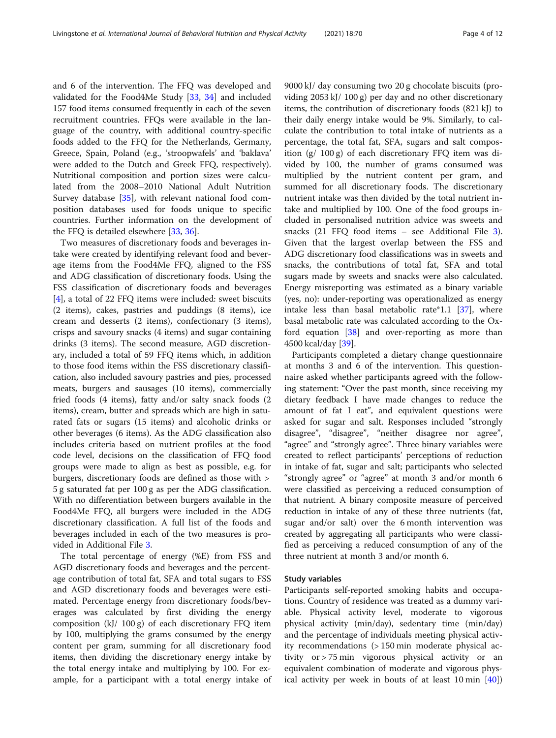and 6 of the intervention. The FFQ was developed and validated for the Food4Me Study [33, 34] and included 157 food items consumed frequently in each of the seven recruitment countries. FFQs were available in the language of the country, with additional country-specific foods added to the FFQ for the Netherlands, Germany, Greece, Spain, Poland (e.g., 'stroopwafels' and 'baklava' were added to the Dutch and Greek FFQ, respectively). Nutritional composition and portion sizes were calculated from the 2008–2010 National Adult Nutrition Survey database [35], with relevant national food composition databases used for foods unique to specific countries. Further information on the development of the FFQ is detailed elsewhere [33, 36].

Two measures of discretionary foods and beverages intake were created by identifying relevant food and beverage items from the Food4Me FFQ, aligned to the FSS and ADG classification of discretionary foods. Using the FSS classification of discretionary foods and beverages [4], a total of 22 FFQ items were included: sweet biscuits (2 items), cakes, pastries and puddings (8 items), ice cream and desserts (2 items), confectionary (3 items), crisps and savoury snacks (4 items) and sugar containing drinks (3 items). The second measure, AGD discretionary, included a total of 59 FFQ items which, in addition to those food items within the FSS discretionary classification, also included savoury pastries and pies, processed meats, burgers and sausages (10 items), commercially fried foods (4 items), fatty and/or salty snack foods (2 items), cream, butter and spreads which are high in saturated fats or sugars (15 items) and alcoholic drinks or other beverages (6 items). As the ADG classification also includes criteria based on nutrient profiles at the food code level, decisions on the classification of FFQ food groups were made to align as best as possible, e.g. for burgers, discretionary foods are defined as those with > 5 g saturated fat per 100 g as per the ADG classification. With no differentiation between burgers available in the Food4Me FFQ, all burgers were included in the ADG discretionary classification. A full list of the foods and beverages included in each of the two measures is provided in Additional File 3.

The total percentage of energy (%E) from FSS and AGD discretionary foods and beverages and the percentage contribution of total fat, SFA and total sugars to FSS and AGD discretionary foods and beverages were estimated. Percentage energy from discretionary foods/beverages was calculated by first dividing the energy composition (kJ/ 100 g) of each discretionary FFQ item by 100, multiplying the grams consumed by the energy content per gram, summing for all discretionary food items, then dividing the discretionary energy intake by the total energy intake and multiplying by 100. For example, for a participant with a total energy intake of 9000 kJ/ day consuming two 20 g chocolate biscuits (providing 2053 kJ/ 100 g) per day and no other discretionary items, the contribution of discretionary foods (821 kJ) to their daily energy intake would be 9%. Similarly, to calculate the contribution to total intake of nutrients as a percentage, the total fat, SFA, sugars and salt composition (g/ 100 g) of each discretionary FFQ item was divided by 100, the number of grams consumed was multiplied by the nutrient content per gram, and summed for all discretionary foods. The discretionary nutrient intake was then divided by the total nutrient intake and multiplied by 100. One of the food groups included in personalised nutrition advice was sweets and snacks (21 FFQ food items – see Additional File 3). Given that the largest overlap between the FSS and ADG discretionary food classifications was in sweets and snacks, the contributions of total fat, SFA and total sugars made by sweets and snacks were also calculated. Energy misreporting was estimated as a binary variable (yes, no): under-reporting was operationalized as energy intake less than basal metabolic rate*1.1 [37], where basal metabolic rate was calculated according to the Oxford equation [38] and over-reporting as more than 4500 kcal/day [39].

Participants completed a dietary change questionnaire at months 3 and 6 of the intervention. This questionnaire asked whether participants agreed with the following statement: "Over the past month, since receiving my dietary feedback I have made changes to reduce the amount of fat I eat", and equivalent questions were asked for sugar and salt. Responses included "strongly disagree", "disagree", "neither disagree nor agree", "agree" and "strongly agree". Three binary variables were created to reflect participants' perceptions of reduction in intake of fat, sugar and salt; participants who selected "strongly agree" or "agree" at month 3 and/or month 6 were classified as perceiving a reduced consumption of that nutrient. A binary composite measure of perceived reduction in intake of any of these three nutrients (fat, sugar and/or salt) over the 6 month intervention was created by aggregating all participants who were classified as perceiving a reduced consumption of any of the three nutrient at month 3 and/or month 6.

### Study variables

Participants self-reported smoking habits and occupations. Country of residence was treated as a dummy variable. Physical activity level, moderate to vigorous physical activity (min/day), sedentary time (min/day) and the percentage of individuals meeting physical activity recommendations (> 150 min moderate physical activity or > 75 min vigorous physical activity or an equivalent combination of moderate and vigorous physical activity per week in bouts of at least 10 min [40])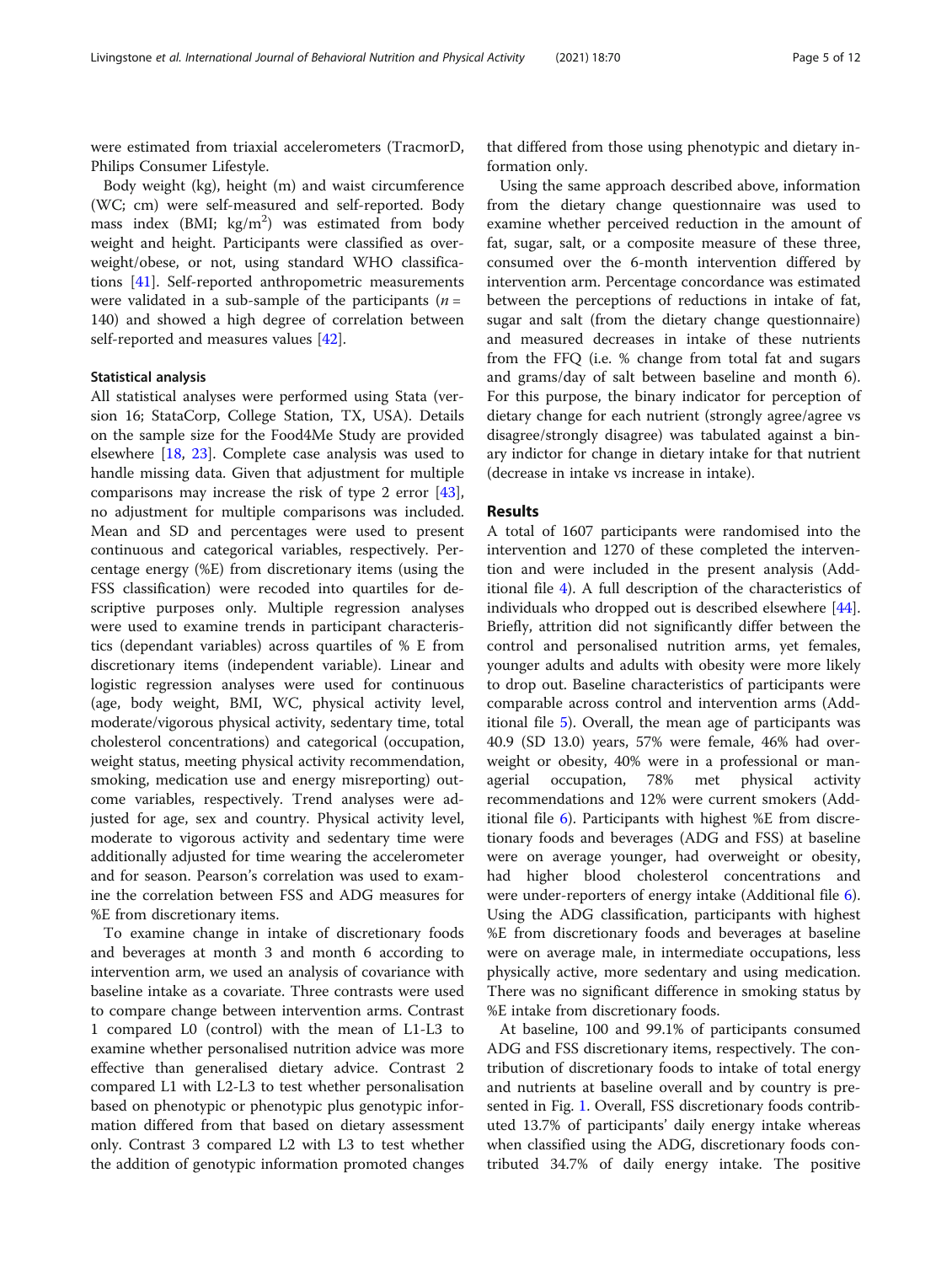were estimated from triaxial accelerometers (TracmorD, Philips Consumer Lifestyle.

Body weight (kg), height (m) and waist circumference (WC; cm) were self-measured and self-reported. Body mass index (BMI; kg/m$^2$) was estimated from body weight and height. Participants were classified as overweight/obese, or not, using standard WHO classifications [41]. Self-reported anthropometric measurements were validated in a sub-sample of the participants ($n$ = 140) and showed a high degree of correlation between self-reported and measures values [42].

### Statistical analysis

All statistical analyses were performed using Stata (version 16; StataCorp, College Station, TX, USA). Details on the sample size for the Food4Me Study are provided elsewhere [18, 23]. Complete case analysis was used to handle missing data. Given that adjustment for multiple comparisons may increase the risk of type 2 error [43], no adjustment for multiple comparisons was included. Mean and SD and percentages were used to present continuous and categorical variables, respectively. Percentage energy (%E) from discretionary items (using the FSS classification) were recoded into quartiles for descriptive purposes only. Multiple regression analyses were used to examine trends in participant characteristics (dependant variables) across quartiles of % E from discretionary items (independent variable). Linear and logistic regression analyses were used for continuous (age, body weight, BMI, WC, physical activity level, moderate/vigorous physical activity, sedentary time, total cholesterol concentrations) and categorical (occupation, weight status, meeting physical activity recommendation, smoking, medication use and energy misreporting) outcome variables, respectively. Trend analyses were adjusted for age, sex and country. Physical activity level, moderate to vigorous activity and sedentary time were additionally adjusted for time wearing the accelerometer and for season. Pearson's correlation was used to examine the correlation between FSS and ADG measures for %E from discretionary items.

To examine change in intake of discretionary foods and beverages at month 3 and month 6 according to intervention arm, we used an analysis of covariance with baseline intake as a covariate. Three contrasts were used to compare change between intervention arms. Contrast 1 compared L0 (control) with the mean of L1-L3 to examine whether personalised nutrition advice was more effective than generalised dietary advice. Contrast 2 compared L1 with L2-L3 to test whether personalisation based on phenotypic or phenotypic plus genotypic information differed from that based on dietary assessment only. Contrast 3 compared L2 with L3 to test whether the addition of genotypic information promoted changes that differed from those using phenotypic and dietary information only.

Using the same approach described above, information from the dietary change questionnaire was used to examine whether perceived reduction in the amount of fat, sugar, salt, or a composite measure of these three, consumed over the 6-month intervention differed by intervention arm. Percentage concordance was estimated between the perceptions of reductions in intake of fat, sugar and salt (from the dietary change questionnaire) and measured decreases in intake of these nutrients from the FFQ (i.e. % change from total fat and sugars and grams/day of salt between baseline and month 6). For this purpose, the binary indicator for perception of dietary change for each nutrient (strongly agree/agree vs disagree/strongly disagree) was tabulated against a binary indictor for change in dietary intake for that nutrient (decrease in intake vs increase in intake).

## Results

A total of 1607 participants were randomised into the intervention and 1270 of these completed the intervention and were included in the present analysis (Additional file 4). A full description of the characteristics of individuals who dropped out is described elsewhere [44]. Briefly, attrition did not significantly differ between the control and personalised nutrition arms, yet females, younger adults and adults with obesity were more likely to drop out. Baseline characteristics of participants were comparable across control and intervention arms (Additional file 5). Overall, the mean age of participants was 40.9 (SD 13.0) years, 57% were female, 46% had overweight or obesity, 40% were in a professional or managerial occupation, 78% met physical activity recommendations and 12% were current smokers (Additional file 6). Participants with highest %E from discretionary foods and beverages (ADG and FSS) at baseline were on average younger, had overweight or obesity, had higher blood cholesterol concentrations and were under-reporters of energy intake (Additional file 6). Using the ADG classification, participants with highest %E from discretionary foods and beverages at baseline were on average male, in intermediate occupations, less physically active, more sedentary and using medication. There was no significant difference in smoking status by %E intake from discretionary foods.

At baseline, 100 and 99.1% of participants consumed ADG and FSS discretionary items, respectively. The contribution of discretionary foods to intake of total energy and nutrients at baseline overall and by country is presented in Fig. 1. Overall, FSS discretionary foods contributed 13.7% of participants' daily energy intake whereas when classified using the ADG, discretionary foods contributed 34.7% of daily energy intake. The positive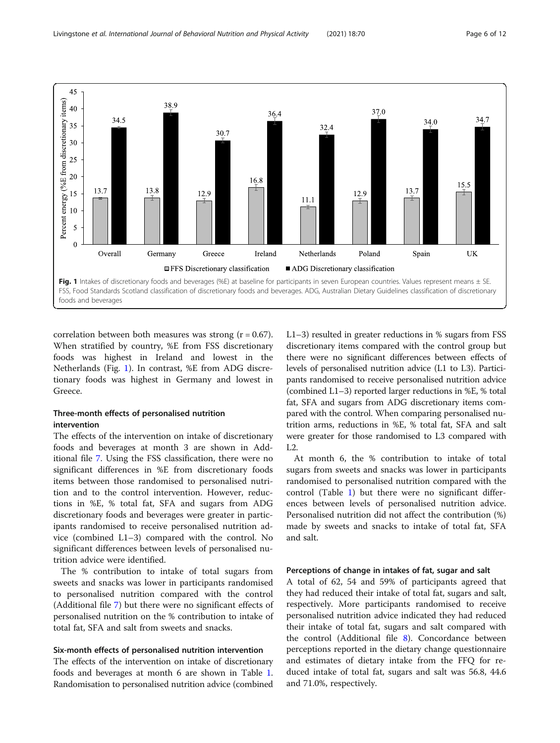Fig. 1 Intakes of discretionary foods and beverages (%E) at baseline for participants in seven European countries. Values represent means ± SE. FSS, Food Standards Scotland classification of discretionary foods and beverages. ADG, Australian Dietary Guidelines classification of discretionary foods and beverages

correlation between both measures was strong (r = 0.67). When stratified by country, %E from FSS discretionary foods was highest in Ireland and lowest in the Netherlands (Fig. 1). In contrast, %E from ADG discretionary foods was highest in Germany and lowest in Greece.

### Three-month effects of personalised nutrition intervention

The effects of the intervention on intake of discretionary foods and beverages at month 3 are shown in Additional file 7. Using the FSS classification, there were no significant differences in %E from discretionary foods items between those randomised to personalised nutrition and to the control intervention. However, reductions in %E, % total fat, SFA and sugars from ADG discretionary foods and beverages were greater in participants randomised to receive personalised nutrition advice (combined L1–3) compared with the control. No significant differences between levels of personalised nutrition advice were identified.

The % contribution to intake of total sugars from sweets and snacks was lower in participants randomised to personalised nutrition compared with the control (Additional file 7) but there were no significant effects of personalised nutrition on the % contribution to intake of total fat, SFA and salt from sweets and snacks.

### Six-month effects of personalised nutrition intervention

The effects of the intervention on intake of discretionary foods and beverages at month 6 are shown in Table 1. Randomisation to personalised nutrition advice (combined L1–3) resulted in greater reductions in % sugars from FSS discretionary items compared with the control group but there were no significant differences between effects of levels of personalised nutrition advice (L1 to L3). Participants randomised to receive personalised nutrition advice (combined L1–3) reported larger reductions in %E, % total fat, SFA and sugars from ADG discretionary items compared with the control. When comparing personalised nutrition arms, reductions in %E, % total fat, SFA and salt were greater for those randomised to L3 compared with L2.

At month 6, the % contribution to intake of total sugars from sweets and snacks was lower in participants randomised to personalised nutrition compared with the control (Table 1) but there were no significant differences between levels of personalised nutrition advice. Personalised nutrition did not affect the contribution (%) made by sweets and snacks to intake of total fat, SFA and salt.

### Perceptions of change in intakes of fat, sugar and salt

A total of 62, 54 and 59% of participants agreed that they had reduced their intake of total fat, sugars and salt, respectively. More participants randomised to receive personalised nutrition advice indicated they had reduced their intake of total fat, sugars and salt compared with the control (Additional file 8). Concordance between perceptions reported in the dietary change questionnaire and estimates of dietary intake from the FFQ for reduced intake of total fat, sugars and salt was 56.8, 44.6 and 71.0%, respectively.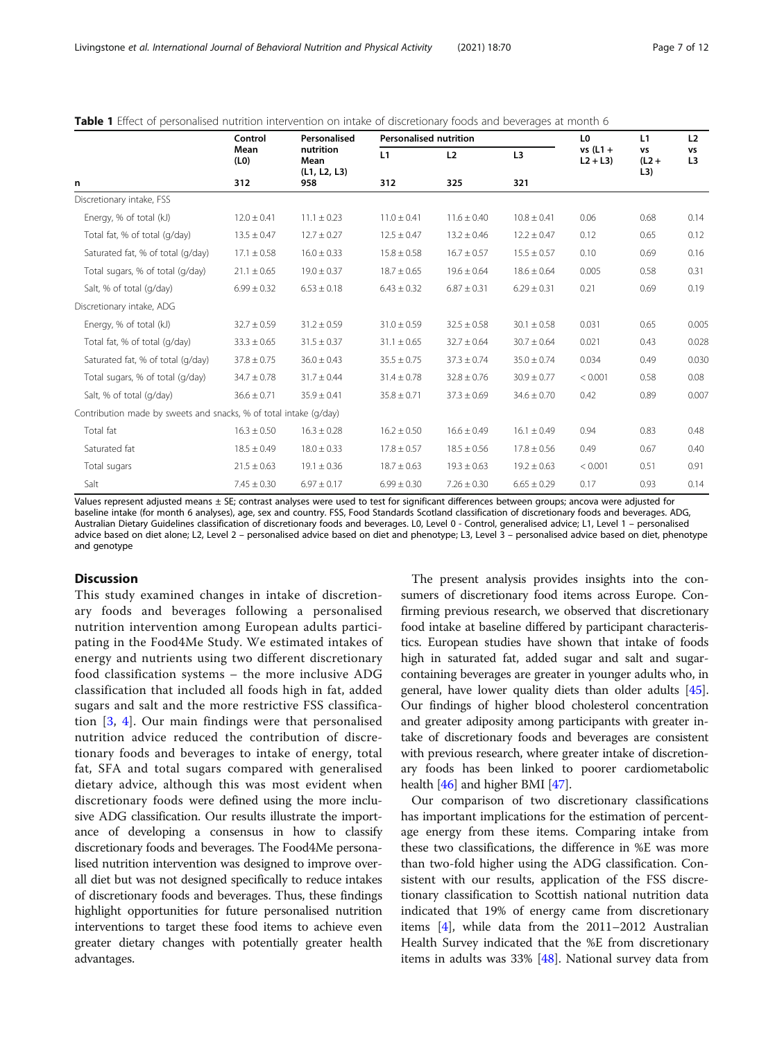**Table 1** Effect of personalised nutrition intervention on intake of discretionary foods and beverages at month 6

| | Control Mean (L0) | Personalised nutrition Mean (L1, L2, L3) | Personalised nutrition | | | L0 vs (L1 + L2 + L3) | L1 vs (L2 + L3) | L2 vs L3 |
|---|---|---|---|---|---|---|---|---|
| | | | L1 | L2 | L3 | | | |
| n | 312 | 958 | 312 | 325 | 321 | | | |
| Discretionary intake, FSS | | | | | | | | |
| Energy, % of total (kJ) | 12.0 ± 0.41 | 11.1 ± 0.23 | 11.0 ± 0.41 | 11.6 ± 0.40 | 10.8 ± 0.41 | 0.06 | 0.68 | 0.14 |
| Total fat, % of total (g/day) | 13.5 ± 0.47 | 12.7 ± 0.27 | 12.5 ± 0.47 | 13.2 ± 0.46 | 12.2 ± 0.47 | 0.12 | 0.65 | 0.12 |
| Saturated fat, % of total (g/day) | 17.1 ± 0.58 | 16.0 ± 0.33 | 15.8 ± 0.58 | 16.7 ± 0.57 | 15.5 ± 0.57 | 0.10 | 0.69 | 0.16 |
| Total sugars, % of total (g/day) | 21.1 ± 0.65 | 19.0 ± 0.37 | 18.7 ± 0.65 | 19.6 ± 0.64 | 18.6 ± 0.64 | 0.005 | 0.58 | 0.31 |
| Salt, % of total (g/day) | 6.99 ± 0.32 | 6.53 ± 0.18 | 6.43 ± 0.32 | 6.87 ± 0.31 | 6.29 ± 0.31 | 0.21 | 0.69 | 0.19 |
| Discretionary intake, ADG | | | | | | | | |
| Energy, % of total (kJ) | 32.7 ± 0.59 | 31.2 ± 0.59 | 31.0 ± 0.59 | 32.5 ± 0.58 | 30.1 ± 0.58 | 0.031 | 0.65 | 0.005 |
| Total fat, % of total (g/day) | 33.3 ± 0.65 | 31.5 ± 0.37 | 31.1 ± 0.65 | 32.7 ± 0.64 | 30.7 ± 0.64 | 0.021 | 0.43 | 0.028 |
| Saturated fat, % of total (g/day) | 37.8 ± 0.75 | 36.0 ± 0.43 | 35.5 ± 0.75 | 37.3 ± 0.74 | 35.0 ± 0.74 | 0.034 | 0.49 | 0.030 |
| Total sugars, % of total (g/day) | 34.7 ± 0.78 | 31.7 ± 0.44 | 31.4 ± 0.78 | 32.8 ± 0.76 | 30.9 ± 0.77 | < 0.001 | 0.58 | 0.08 |
| Salt, % of total (g/day) | 36.6 ± 0.71 | 35.9 ± 0.41 | 35.8 ± 0.71 | 37.3 ± 0.69 | 34.6 ± 0.70 | 0.42 | 0.89 | 0.007 |
| Contribution made by sweets and snacks, % of total intake (g/day) | | | | | | | | |
| Total fat | 16.3 ± 0.50 | 16.3 ± 0.28 | 16.2 ± 0.50 | 16.6 ± 0.49 | 16.1 ± 0.49 | 0.94 | 0.83 | 0.48 |
| Saturated fat | 18.5 ± 0.49 | 18.0 ± 0.33 | 17.8 ± 0.57 | 18.5 ± 0.56 | 17.8 ± 0.56 | 0.49 | 0.67 | 0.40 |
| Total sugars | 21.5 ± 0.63 | 19.1 ± 0.36 | 18.7 ± 0.63 | 19.3 ± 0.63 | 19.2 ± 0.63 | < 0.001 | 0.51 | 0.91 |
| Salt | 7.45 ± 0.30 | 6.97 ± 0.17 | 6.99 ± 0.30 | 7.26 ± 0.30 | 6.65 ± 0.29 | 0.17 | 0.93 | 0.14 |

Values represent adjusted means ± SE; contrast analyses were used to test for significant differences between groups; ancova were adjusted for baseline intake (for month 6 analyses), age, sex and country. FSS, Food Standards Scotland classification of discretionary foods and beverages. ADG, Australian Dietary Guidelines classification of discretionary foods and beverages. L0, Level 0 - Control, generalised advice; L1, Level 1 – personalised advice based on diet alone; L2, Level 2 – personalised advice based on diet and phenotype; L3, Level 3 – personalised advice based on diet, phenotype and genotype

## Discussion

This study examined changes in intake of discretionary foods and beverages following a personalised nutrition intervention among European adults participating in the Food4Me Study. We estimated intakes of energy and nutrients using two different discretionary food classification systems – the more inclusive ADG classification that included all foods high in fat, added sugars and salt and the more restrictive FSS classification [3, 4]. Our main findings were that personalised nutrition advice reduced the contribution of discretionary foods and beverages to intake of energy, total fat, SFA and total sugars compared with generalised dietary advice, although this was most evident when discretionary foods were defined using the more inclusive ADG classification. Our results illustrate the importance of developing a consensus in how to classify discretionary foods and beverages. The Food4Me personalised nutrition intervention was designed to improve overall diet but was not designed specifically to reduce intakes of discretionary foods and beverages. Thus, these findings highlight opportunities for future personalised nutrition interventions to target these food items to achieve even greater dietary changes with potentially greater health advantages.

The present analysis provides insights into the consumers of discretionary food items across Europe. Confirming previous research, we observed that discretionary food intake at baseline differed by participant characteristics. European studies have shown that intake of foods high in saturated fat, added sugar and salt and sugar-containing beverages are greater in younger adults who, in general, have lower quality diets than older adults [45]. Our findings of higher blood cholesterol concentration and greater adiposity among participants with greater intake of discretionary foods and beverages are consistent with previous research, where greater intake of discretionary foods has been linked to poorer cardiometabolic health [46] and higher BMI [47].

Our comparison of two discretionary classifications has important implications for the estimation of percentage energy from these items. Comparing intake from these two classifications, the difference in %E was more than two-fold higher using the ADG classification. Consistent with our results, application of the FSS discretionary classification to Scottish national nutrition data indicated that 19% of energy came from discretionary items [4], while data from the 2011–2012 Australian Health Survey indicated that the %E from discretionary items in adults was 33% [48]. National survey data from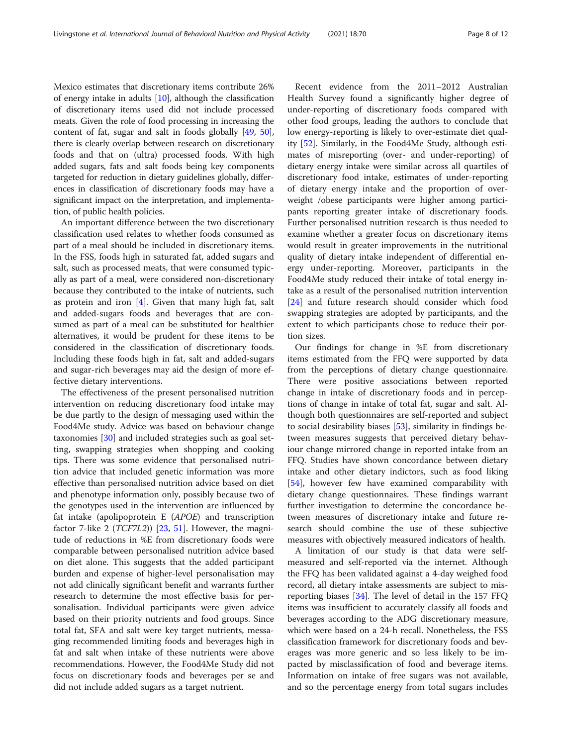Mexico estimates that discretionary items contribute 26% of energy intake in adults [10], although the classification of discretionary items used did not include processed meats. Given the role of food processing in increasing the content of fat, sugar and salt in foods globally [49, 50], there is clearly overlap between research on discretionary foods and that on (ultra) processed foods. With high added sugars, fats and salt foods being key components targeted for reduction in dietary guidelines globally, differences in classification of discretionary foods may have a significant impact on the interpretation, and implementation, of public health policies.

An important difference between the two discretionary classification used relates to whether foods consumed as part of a meal should be included in discretionary items. In the FSS, foods high in saturated fat, added sugars and salt, such as processed meats, that were consumed typically as part of a meal, were considered non-discretionary because they contributed to the intake of nutrients, such as protein and iron [4]. Given that many high fat, salt and added-sugars foods and beverages that are consumed as part of a meal can be substituted for healthier alternatives, it would be prudent for these items to be considered in the classification of discretionary foods. Including these foods high in fat, salt and added-sugars and sugar-rich beverages may aid the design of more effective dietary interventions.

The effectiveness of the present personalised nutrition intervention on reducing discretionary food intake may be due partly to the design of messaging used within the Food4Me study. Advice was based on behaviour change taxonomies [30] and included strategies such as goal setting, swapping strategies when shopping and cooking tips. There was some evidence that personalised nutrition advice that included genetic information was more effective than personalised nutrition advice based on diet and phenotype information only, possibly because two of the genotypes used in the intervention are influenced by fat intake (apolipoprotein E (*APOE*) and transcription factor 7-like 2 (*TCF7L2*)) [23, 51]. However, the magnitude of reductions in %E from discretionary foods were comparable between personalised nutrition advice based on diet alone. This suggests that the added participant burden and expense of higher-level personalisation may not add clinically significant benefit and warrants further research to determine the most effective basis for personalisation. Individual participants were given advice based on their priority nutrients and food groups. Since total fat, SFA and salt were key target nutrients, messaging recommended limiting foods and beverages high in fat and salt when intake of these nutrients were above recommendations. However, the Food4Me Study did not focus on discretionary foods and beverages per se and did not include added sugars as a target nutrient.

Recent evidence from the 2011–2012 Australian Health Survey found a significantly higher degree of under-reporting of discretionary foods compared with other food groups, leading the authors to conclude that low energy-reporting is likely to over-estimate diet quality [52]. Similarly, in the Food4Me Study, although estimates of misreporting (over- and under-reporting) of dietary energy intake were similar across all quartiles of discretionary food intake, estimates of under-reporting of dietary energy intake and the proportion of overweight /obese participants were higher among participants reporting greater intake of discretionary foods. Further personalised nutrition research is thus needed to examine whether a greater focus on discretionary items would result in greater improvements in the nutritional quality of dietary intake independent of differential energy under-reporting. Moreover, participants in the Food4Me study reduced their intake of total energy intake as a result of the personalised nutrition intervention [24] and future research should consider which food swapping strategies are adopted by participants, and the extent to which participants chose to reduce their portion sizes.

Our findings for change in %E from discretionary items estimated from the FFQ were supported by data from the perceptions of dietary change questionnaire. There were positive associations between reported change in intake of discretionary foods and in perceptions of change in intake of total fat, sugar and salt. Although both questionnaires are self-reported and subject to social desirability biases [53], similarity in findings between measures suggests that perceived dietary behaviour change mirrored change in reported intake from an FFQ. Studies have shown concordance between dietary intake and other dietary indictors, such as food liking [54], however few have examined comparability with dietary change questionnaires. These findings warrant further investigation to determine the concordance between measures of discretionary intake and future research should combine the use of these subjective measures with objectively measured indicators of health.

A limitation of our study is that data were self-measured and self-reported via the internet. Although the FFQ has been validated against a 4-day weighed food record, all dietary intake assessments are subject to misreporting biases [34]. The level of detail in the 157 FFQ items was insufficient to accurately classify all foods and beverages according to the ADG discretionary measure, which were based on a 24-h recall. Nonetheless, the FSS classification framework for discretionary foods and beverages was more generic and so less likely to be impacted by misclassification of food and beverage items. Information on intake of free sugars was not available, and so the percentage energy from total sugars includes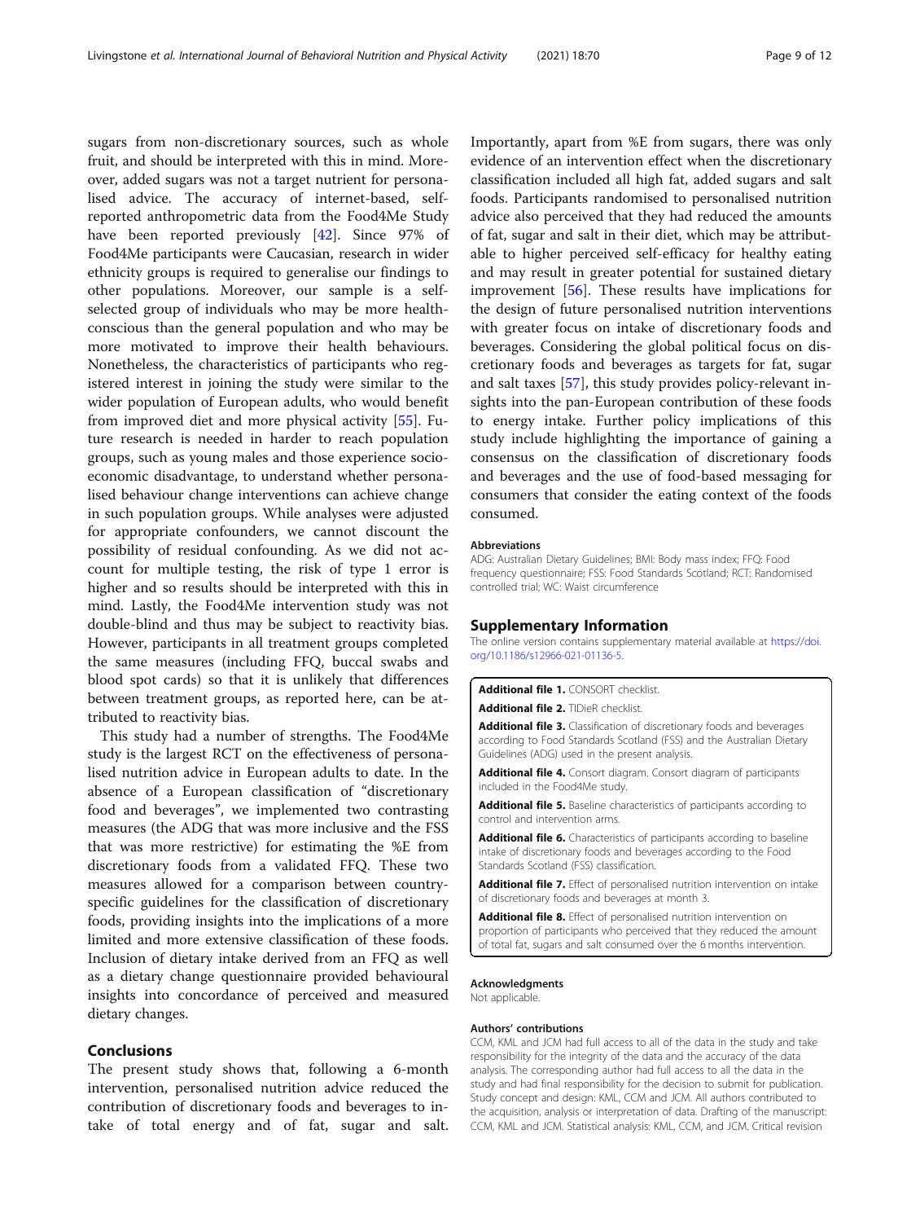sugars from non-discretionary sources, such as whole fruit, and should be interpreted with this in mind. Moreover, added sugars was not a target nutrient for personalised advice. The accuracy of internet-based, self-reported anthropometric data from the Food4Me Study have been reported previously [42]. Since 97% of Food4Me participants were Caucasian, research in wider ethnicity groups is required to generalise our findings to other populations. Moreover, our sample is a self-selected group of individuals who may be more health-conscious than the general population and who may be more motivated to improve their health behaviours. Nonetheless, the characteristics of participants who registered interest in joining the study were similar to the wider population of European adults, who would benefit from improved diet and more physical activity [55]. Future research is needed in harder to reach population groups, such as young males and those experience socio-economic disadvantage, to understand whether personalised behaviour change interventions can achieve change in such population groups. While analyses were adjusted for appropriate confounders, we cannot discount the possibility of residual confounding. As we did not account for multiple testing, the risk of type 1 error is higher and so results should be interpreted with this in mind. Lastly, the Food4Me intervention study was not double-blind and thus may be subject to reactivity bias. However, participants in all treatment groups completed the same measures (including FFQ, buccal swabs and blood spot cards) so that it is unlikely that differences between treatment groups, as reported here, can be attributed to reactivity bias.

This study had a number of strengths. The Food4Me study is the largest RCT on the effectiveness of personalised nutrition advice in European adults to date. In the absence of a European classification of "discretionary food and beverages", we implemented two contrasting measures (the ADG that was more inclusive and the FSS that was more restrictive) for estimating the %E from discretionary foods from a validated FFQ. These two measures allowed for a comparison between country-specific guidelines for the classification of discretionary foods, providing insights into the implications of a more limited and more extensive classification of these foods. Inclusion of dietary intake derived from an FFQ as well as a dietary change questionnaire provided behavioural insights into concordance of perceived and measured dietary changes.

## Conclusions

The present study shows that, following a 6-month intervention, personalised nutrition advice reduced the contribution of discretionary foods and beverages to intake of total energy and of fat, sugar and salt. Importantly, apart from %E from sugars, there was only evidence of an intervention effect when the discretionary classification included all high fat, added sugars and salt foods. Participants randomised to personalised nutrition advice also perceived that they had reduced the amounts of fat, sugar and salt in their diet, which may be attributable to higher perceived self-efficacy for healthy eating and may result in greater potential for sustained dietary improvement [56]. These results have implications for the design of future personalised nutrition interventions with greater focus on intake of discretionary foods and beverages. Considering the global political focus on discretionary foods and beverages as targets for fat, sugar and salt taxes [57], this study provides policy-relevant insights into the pan-European contribution of these foods to energy intake. Further policy implications of this study include highlighting the importance of gaining a consensus on the classification of discretionary foods and beverages and the use of food-based messaging for consumers that consider the eating context of the foods consumed.

### Abbreviations

ADG: Australian Dietary Guidelines; BMI: Body mass index; FFQ: Food frequency questionnaire; FSS: Food Standards Scotland; RCT: Randomised controlled trial; WC: Waist circumference

## Supplementary Information

The online version contains supplementary material available at https://doi.org/10.1186/s12966-021-01136-5.

**Additional file 1.** CONSORT checklist.

**Additional file 2.** TIDieR checklist.

**Additional file 3.** Classification of discretionary foods and beverages according to Food Standards Scotland (FSS) and the Australian Dietary Guidelines (ADG) used in the present analysis.

**Additional file 4.** Consort diagram. Consort diagram of participants included in the Food4Me study.

**Additional file 5.** Baseline characteristics of participants according to control and intervention arms.

**Additional file 6.** Characteristics of participants according to baseline intake of discretionary foods and beverages according to the Food Standards Scotland (FSS) classification.

**Additional file 7.** Effect of personalised nutrition intervention on intake of discretionary foods and beverages at month 3.

**Additional file 8.** Effect of personalised nutrition intervention on proportion of participants who perceived that they reduced the amount of total fat, sugars and salt consumed over the 6 months intervention.

### Acknowledgments

Not applicable.

### Authors' contributions

CCM, KML and JCM had full access to all of the data in the study and take responsibility for the integrity of the data and the accuracy of the data analysis. The corresponding author had full access to all the data in the study and had final responsibility for the decision to submit for publication. Study concept and design: KML, CCM and JCM. All authors contributed to the acquisition, analysis or interpretation of data. Drafting of the manuscript: CCM, KML and JCM. Statistical analysis: KML, CCM, and JCM. Critical revision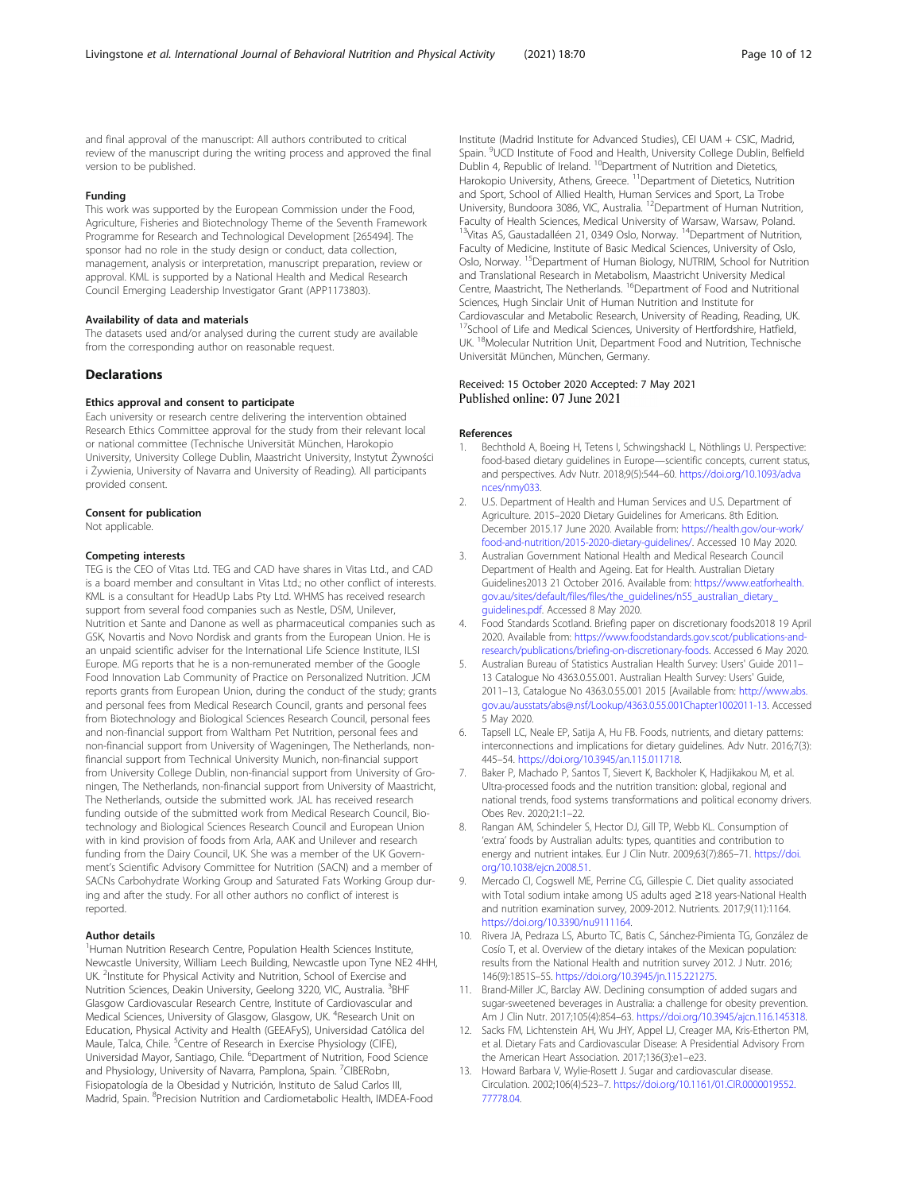and final approval of the manuscript: All authors contributed to critical review of the manuscript during the writing process and approved the final version to be published.

### Funding

This work was supported by the European Commission under the Food, Agriculture, Fisheries and Biotechnology Theme of the Seventh Framework Programme for Research and Technological Development [265494]. The sponsor had no role in the study design or conduct, data collection, management, analysis or interpretation, manuscript preparation, review or approval. KML is supported by a National Health and Medical Research Council Emerging Leadership Investigator Grant (APP1173803).

### Availability of data and materials

The datasets used and/or analysed during the current study are available from the corresponding author on reasonable request.

## Declarations

### Ethics approval and consent to participate

Each university or research centre delivering the intervention obtained Research Ethics Committee approval for the study from their relevant local or national committee (Technische Universität München, Harokopio University, University College Dublin, Maastricht University, Instytut Żywności i Żywienia, University of Navarra and University of Reading). All participants provided consent.

### Consent for publication

Not applicable.

### Competing interests

TEG is the CEO of Vitas Ltd. TEG and CAD have shares in Vitas Ltd., and CAD is a board member and consultant in Vitas Ltd.; no other conflict of interests. KML is a consultant for HeadUp Labs Pty Ltd. WHMS has received research support from several food companies such as Nestle, DSM, Unilever, Nutrition et Sante and Danone as well as pharmaceutical companies such as GSK, Novartis and Novo Nordisk and grants from the European Union. He is an unpaid scientific adviser for the International Life Science Institute, ILSI Europe. MG reports that he is a non-remunerated member of the Google Food Innovation Lab Community of Practice on Personalized Nutrition. JCM reports grants from European Union, during the conduct of the study; grants and personal fees from Medical Research Council, grants and personal fees from Biotechnology and Biological Sciences Research Council, personal fees and non-financial support from Waltham Pet Nutrition, personal fees and non-financial support from University of Wageningen, The Netherlands, non-financial support from Technical University Munich, non-financial support from University College Dublin, non-financial support from University of Groningen, The Netherlands, non-financial support from University of Maastricht, The Netherlands, outside the submitted work. JAL has received research funding outside of the submitted work from Medical Research Council, Biotechnology and Biological Sciences Research Council and European Union with in kind provision of foods from Arla, AAK and Unilever and research funding from the Dairy Council, UK. She was a member of the UK Government's Scientific Advisory Committee for Nutrition (SACN) and a member of SACNs Carbohydrate Working Group and Saturated Fats Working Group during and after the study. For all other authors no conflict of interest is reported.

### Author details

[1]Human Nutrition Research Centre, Population Health Sciences Institute, Newcastle University, William Leech Building, Newcastle upon Tyne NE2 4HH, UK. [2]Institute for Physical Activity and Nutrition, School of Exercise and Nutrition Sciences, Deakin University, Geelong 3220, VIC, Australia. [3]BHF Glasgow Cardiovascular Research Centre, Institute of Cardiovascular and Medical Sciences, University of Glasgow, Glasgow, UK. [4]Research Unit on Education, Physical Activity and Health (GEEAFyS), Universidad Católica del Maule, Talca, Chile. [5]Centre of Research in Exercise Physiology (CIFE), Universidad Mayor, Santiago, Chile. [6]Department of Nutrition, Food Science and Physiology, University of Navarra, Pamplona, Spain. [7]CIBERobn, Fisiopatología de la Obesidad y Nutrición, Instituto de Salud Carlos III, Madrid, Spain. [8]Precision Nutrition and Cardiometabolic Health, IMDEA-Food Institute (Madrid Institute for Advanced Studies), CEI UAM + CSIC, Madrid, Spain. [9]UCD Institute of Food and Health, University College Dublin, Belfield Dublin 4, Republic of Ireland. [10]Department of Nutrition and Dietetics, Harokopio University, Athens, Greece. [11]Department of Dietetics, Nutrition and Sport, School of Allied Health, Human Services and Sport, La Trobe University, Bundoora 3086, VIC, Australia. [12]Department of Human Nutrition, Faculty of Health Sciences, Medical University of Warsaw, Warsaw, Poland. [13]Vitas AS, Gaustadalléen 21, 0349 Oslo, Norway. [14]Department of Nutrition, Faculty of Medicine, Institute of Basic Medical Sciences, University of Oslo, Oslo, Norway. [15]Department of Human Biology, NUTRIM, School for Nutrition and Translational Research in Metabolism, Maastricht University Medical Centre, Maastricht, The Netherlands. [16]Department of Food and Nutritional Sciences, Hugh Sinclair Unit of Human Nutrition and Institute for Cardiovascular and Metabolic Research, University of Reading, Reading, UK. [17]School of Life and Medical Sciences, University of Hertfordshire, Hatfield, UK. [18]Molecular Nutrition Unit, Department Food and Nutrition, Technische Universität München, München, Germany.

Received: 15 October 2020 Accepted: 7 May 2021
Published online: 07 June 2021

### References

1. Bechthold A, Boeing H, Tetens I, Schwingshackl L, Nöthlings U. Perspective: food-based dietary guidelines in Europe—scientific concepts, current status, and perspectives. Adv Nutr. 2018;9(5):544–60. https://doi.org/10.1093/advances/nmy033.
2. U.S. Department of Health and Human Services and U.S. Department of Agriculture. 2015–2020 Dietary Guidelines for Americans. 8th Edition. December 2015.17 June 2020. Available from: https://health.gov/our-work/food-and-nutrition/2015-2020-dietary-guidelines/. Accessed 10 May 2020.
3. Australian Government National Health and Medical Research Council Department of Health and Ageing. Eat for Health. Australian Dietary Guidelines2013 21 October 2016. Available from: https://www.eatforhealth.gov.au/sites/default/files/files/the_guidelines/n55_australian_dietary_guidelines.pdf. Accessed 8 May 2020.
4. Food Standards Scotland. Briefing paper on discretionary foods2018 19 April 2020. Available from: https://www.foodstandards.gov.scot/publications-and-research/publications/briefing-on-discretionary-foods. Accessed 6 May 2020.
5. Australian Bureau of Statistics Australian Health Survey: Users' Guide 2011–13 Catalogue No 4363.0.55.001. Australian Health Survey: Users' Guide, 2011–13, Catalogue No 4363.0.55.001 2015 [Available from: http://www.abs.gov.au/ausstats/abs@.nsf/Lookup/4363.0.55.001Chapter1002011-13. Accessed 5 May 2020.
6. Tapsell LC, Neale EP, Satija A, Hu FB. Foods, nutrients, and dietary patterns: interconnections and implications for dietary guidelines. Adv Nutr. 2016;7(3):445–54. https://doi.org/10.3945/an.115.011718.
7. Baker P, Machado P, Santos T, Sievert K, Backholer K, Hadjikakou M, et al. Ultra-processed foods and the nutrition transition: global, regional and national trends, food systems transformations and political economy drivers. Obes Rev. 2020;21:1–22.
8. Rangan AM, Schindeler S, Hector DJ, Gill TP, Webb KL. Consumption of 'extra' foods by Australian adults: types, quantities and contribution to energy and nutrient intakes. Eur J Clin Nutr. 2009;63(7):865–71. https://doi.org/10.1038/ejcn.2008.51.
9. Mercado CI, Cogswell ME, Perrine CG, Gillespie C. Diet quality associated with Total sodium intake among US adults aged ≥18 years-National Health and nutrition examination survey, 2009-2012. Nutrients. 2017;9(11):1164. https://doi.org/10.3390/nu9111164.
10. Rivera JA, Pedraza LS, Aburto TC, Batis C, Sánchez-Pimienta TG, González de Cosío T, et al. Overview of the dietary intakes of the Mexican population: results from the National Health and nutrition survey 2012. J Nutr. 2016;146(9):1851S–5S. https://doi.org/10.3945/jn.115.221275.
11. Brand-Miller JC, Barclay AW. Declining consumption of added sugars and sugar-sweetened beverages in Australia: a challenge for obesity prevention. Am J Clin Nutr. 2017;105(4):854–63. https://doi.org/10.3945/ajcn.116.145318.
12. Sacks FM, Lichtenstein AH, Wu JHY, Appel LJ, Creager MA, Kris-Etherton PM, et al. Dietary Fats and Cardiovascular Disease: A Presidential Advisory From the American Heart Association. 2017;136(3):e1–e23.
13. Howard Barbara V, Wylie-Rosett J. Sugar and cardiovascular disease. Circulation. 2002;106(4):523–7. https://doi.org/10.1161/01.CIR.0000019552.77778.04.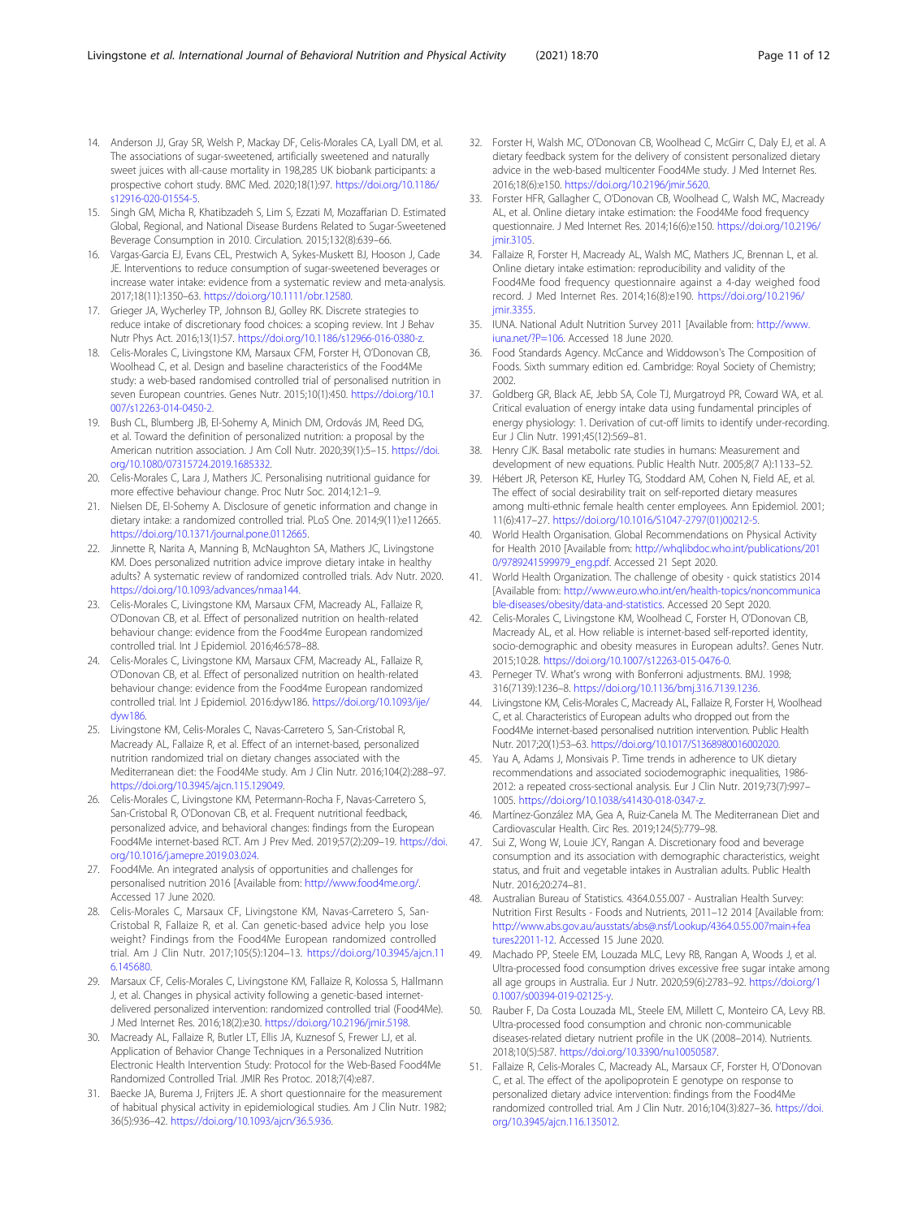14. Anderson JJ, Gray SR, Welsh P, Mackay DF, Celis-Morales CA, Lyall DM, et al. The associations of sugar-sweetened, artificially sweetened and naturally sweet juices with all-cause mortality in 198,285 UK biobank participants: a prospective cohort study. BMC Med. 2020;18(1):97. https://doi.org/10.1186/s12916-020-01554-5.
15. Singh GM, Micha R, Khatibzadeh S, Lim S, Ezzati M, Mozaffarian D. Estimated Global, Regional, and National Disease Burdens Related to Sugar-Sweetened Beverage Consumption in 2010. Circulation. 2015;132(8):639–66.
16. Vargas-Garcia EJ, Evans CEL, Prestwich A, Sykes-Muskett BJ, Hooson J, Cade JE. Interventions to reduce consumption of sugar-sweetened beverages or increase water intake: evidence from a systematic review and meta-analysis. 2017;18(11):1350–63. https://doi.org/10.1111/obr.12580.
17. Grieger JA, Wycherley TP, Johnson BJ, Golley RK. Discrete strategies to reduce intake of discretionary food choices: a scoping review. Int J Behav Nutr Phys Act. 2016;13(1):57. https://doi.org/10.1186/s12966-016-0380-z.
18. Celis-Morales C, Livingstone KM, Marsaux CFM, Forster H, O'Donovan CB, Woolhead C, et al. Design and baseline characteristics of the Food4Me study: a web-based randomised controlled trial of personalised nutrition in seven European countries. Genes Nutr. 2015;10(1):450. https://doi.org/10.1007/s12263-014-0450-2.
19. Bush CL, Blumberg JB, El-Sohemy A, Minich DM, Ordovás JM, Reed DG, et al. Toward the definition of personalized nutrition: a proposal by the American nutrition association. J Am Coll Nutr. 2020;39(1):5–15. https://doi.org/10.1080/07315724.2019.1685332.
20. Celis-Morales C, Lara J, Mathers JC. Personalising nutritional guidance for more effective behaviour change. Proc Nutr Soc. 2014;12:1–9.
21. Nielsen DE, El-Sohemy A. Disclosure of genetic information and change in dietary intake: a randomized controlled trial. PLoS One. 2014;9(11):e112665. https://doi.org/10.1371/journal.pone.0112665.
22. Jinnette R, Narita A, Manning B, McNaughton SA, Mathers JC, Livingstone KM. Does personalized nutrition advice improve dietary intake in healthy adults? A systematic review of randomized controlled trials. Adv Nutr. 2020. https://doi.org/10.1093/advances/nmaa144.
23. Celis-Morales C, Livingstone KM, Marsaux CFM, Macready AL, Fallaize R, O'Donovan CB, et al. Effect of personalized nutrition on health-related behaviour change: evidence from the Food4me European randomized controlled trial. Int J Epidemiol. 2016;46:578–88.
24. Celis-Morales C, Livingstone KM, Marsaux CFM, Macready AL, Fallaize R, O'Donovan CB, et al. Effect of personalized nutrition on health-related behaviour change: evidence from the Food4me European randomized controlled trial. Int J Epidemiol. 2016:dyw186. https://doi.org/10.1093/ije/dyw186.
25. Livingstone KM, Celis-Morales C, Navas-Carretero S, San-Cristobal R, Macready AL, Fallaize R, et al. Effect of an internet-based, personalized nutrition randomized trial on dietary changes associated with the Mediterranean diet: the Food4Me study. Am J Clin Nutr. 2016;104(2):288–97. https://doi.org/10.3945/ajcn.115.129049.
26. Celis-Morales C, Livingstone KM, Petermann-Rocha F, Navas-Carretero S, San-Cristobal R, O'Donovan CB, et al. Frequent nutritional feedback, personalized advice, and behavioral changes: findings from the European Food4Me internet-based RCT. Am J Prev Med. 2019;57(2):209–19. https://doi.org/10.1016/j.amepre.2019.03.024.
27. Food4Me. An integrated analysis of opportunities and challenges for personalised nutrition 2016 [Available from: http://www.food4me.org/. Accessed 17 June 2020.
28. Celis-Morales C, Marsaux CF, Livingstone KM, Navas-Carretero S, San-Cristobal R, Fallaize R, et al. Can genetic-based advice help you lose weight? Findings from the Food4Me European randomized controlled trial. Am J Clin Nutr. 2017;105(5):1204–13. https://doi.org/10.3945/ajcn.116.145680.
29. Marsaux CF, Celis-Morales C, Livingstone KM, Fallaize R, Kolossa S, Hallmann J, et al. Changes in physical activity following a genetic-based internet-delivered personalized intervention: randomized controlled trial (Food4Me). J Med Internet Res. 2016;18(2):e30. https://doi.org/10.2196/jmir.5198.
30. Macready AL, Fallaize R, Butler LT, Ellis JA, Kuznesof S, Frewer LJ, et al. Application of Behavior Change Techniques in a Personalized Nutrition Electronic Health Intervention Study: Protocol for the Web-Based Food4Me Randomized Controlled Trial. JMIR Res Protoc. 2018;7(4):e87.
31. Baecke JA, Burema J, Frijters JE. A short questionnaire for the measurement of habitual physical activity in epidemiological studies. Am J Clin Nutr. 1982; 36(5):936–42. https://doi.org/10.1093/ajcn/36.5.936.
32. Forster H, Walsh MC, O'Donovan CB, Woolhead C, McGirr C, Daly EJ, et al. A dietary feedback system for the delivery of consistent personalized dietary advice in the web-based multicenter Food4Me study. J Med Internet Res. 2016;18(6):e150. https://doi.org/10.2196/jmir.5620.
33. Forster HFR, Gallagher C, O'Donovan CB, Woolhead C, Walsh MC, Macready AL, et al. Online dietary intake estimation: the Food4Me food frequency questionnaire. J Med Internet Res. 2014;16(6):e150. https://doi.org/10.2196/jmir.3105.
34. Fallaize R, Forster H, Macready AL, Walsh MC, Mathers JC, Brennan L, et al. Online dietary intake estimation: reproducibility and validity of the Food4Me food frequency questionnaire against a 4-day weighed food record. J Med Internet Res. 2014;16(8):e190. https://doi.org/10.2196/jmir.3355.
35. IUNA. National Adult Nutrition Survey 2011 [Available from: http://www.iuna.net/?P=106. Accessed 18 June 2020.
36. Food Standards Agency. McCance and Widdowson's The Composition of Foods. Sixth summary edition ed. Cambridge: Royal Society of Chemistry; 2002.
37. Goldberg GR, Black AE, Jebb SA, Cole TJ, Murgatroyd PR, Coward WA, et al. Critical evaluation of energy intake data using fundamental principles of energy physiology: 1. Derivation of cut-off limits to identify under-recording. Eur J Clin Nutr. 1991;45(12):569–81.
38. Henry CJK. Basal metabolic rate studies in humans: Measurement and development of new equations. Public Health Nutr. 2005;8(7 A):1133–52.
39. Hébert JR, Peterson KE, Hurley TG, Stoddard AM, Cohen N, Field AE, et al. The effect of social desirability trait on self-reported dietary measures among multi-ethnic female health center employees. Ann Epidemiol. 2001; 11(6):417–27. https://doi.org/10.1016/S1047-2797(01)00212-5.
40. World Health Organisation. Global Recommendations on Physical Activity for Health 2010 [Available from: http://whqlibdoc.who.int/publications/2010/9789241599979_eng.pdf. Accessed 21 Sept 2020.
41. World Health Organization. The challenge of obesity - quick statistics 2014 [Available from: http://www.euro.who.int/en/health-topics/noncommunicable-diseases/obesity/data-and-statistics. Accessed 20 Sept 2020.
42. Celis-Morales C, Livingstone KM, Woolhead C, Forster H, O'Donovan CB, Macready AL, et al. How reliable is internet-based self-reported identity, socio-demographic and obesity measures in European adults?. Genes Nutr. 2015;10:28. https://doi.org/10.1007/s12263-015-0476-0.
43. Perneger TV. What's wrong with Bonferroni adjustments. BMJ. 1998; 316(7139):1236–8. https://doi.org/10.1136/bmj.316.7139.1236.
44. Livingstone KM, Celis-Morales C, Macready AL, Fallaize R, Forster H, Woolhead C, et al. Characteristics of European adults who dropped out from the Food4Me internet-based personalised nutrition intervention. Public Health Nutr. 2017;20(1):53–63. https://doi.org/10.1017/S1368980016002020.
45. Yau A, Adams J, Monsivais P. Time trends in adherence to UK dietary recommendations and associated sociodemographic inequalities, 1986-2012: a repeated cross-sectional analysis. Eur J Clin Nutr. 2019;73(7):997–1005. https://doi.org/10.1038/s41430-018-0347-z.
46. Martínez-González MA, Gea A, Ruiz-Canela M. The Mediterranean Diet and Cardiovascular Health. Circ Res. 2019;124(5):779–98.
47. Sui Z, Wong W, Louie JCY, Rangan A. Discretionary food and beverage consumption and its association with demographic characteristics, weight status, and fruit and vegetable intakes in Australian adults. Public Health Nutr. 2016;20:274–81.
48. Australian Bureau of Statistics. 4364.0.55.007 - Australian Health Survey: Nutrition First Results - Foods and Nutrients, 2011–12 2014 [Available from: http://www.abs.gov.au/ausstats/abs@.nsf/Lookup/4364.0.55.007main+features22011-12. Accessed 15 June 2020.
49. Machado PP, Steele EM, Louzada MLC, Levy RB, Rangan A, Woods J, et al. Ultra-processed food consumption drives excessive free sugar intake among all age groups in Australia. Eur J Nutr. 2020;59(6):2783–92. https://doi.org/10.1007/s00394-019-02125-y.
50. Rauber F, Da Costa Louzada ML, Steele EM, Millett C, Monteiro CA, Levy RB. Ultra-processed food consumption and chronic non-communicable diseases-related dietary nutrient profile in the UK (2008–2014). Nutrients. 2018;10(5):587. https://doi.org/10.3390/nu10050587.
51. Fallaize R, Celis-Morales C, Macready AL, Marsaux CF, Forster H, O'Donovan C, et al. The effect of the apolipoprotein E genotype on response to personalized dietary advice intervention: findings from the Food4Me randomized controlled trial. Am J Clin Nutr. 2016;104(3):827–36. https://doi.org/10.3945/ajcn.116.135012.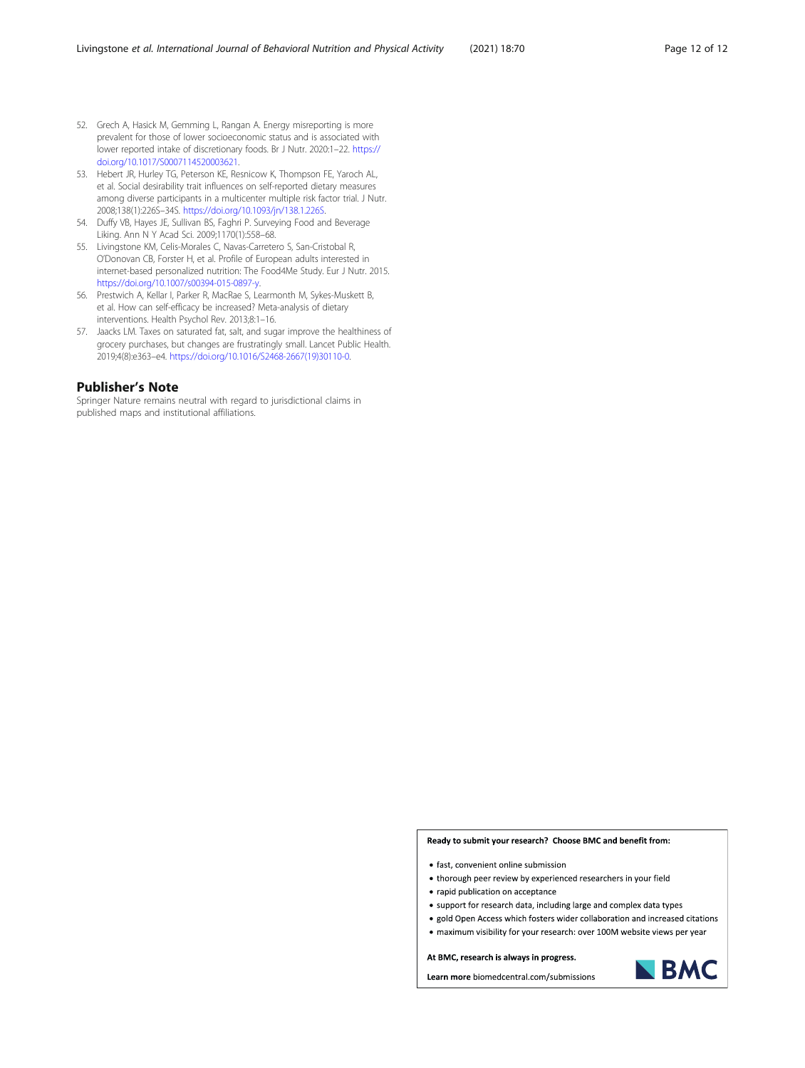52. Grech A, Hasick M, Gemming L, Rangan A. Energy misreporting is more prevalent for those of lower socioeconomic status and is associated with lower reported intake of discretionary foods. Br J Nutr. 2020:1–22. https://doi.org/10.1017/S0007114520003621.
53. Hebert JR, Hurley TG, Peterson KE, Resnicow K, Thompson FE, Yaroch AL, et al. Social desirability trait influences on self-reported dietary measures among diverse participants in a multicenter multiple risk factor trial. J Nutr. 2008;138(1):226S–34S. https://doi.org/10.1093/jn/138.1.226S.
54. Duffy VB, Hayes JE, Sullivan BS, Faghri P. Surveying Food and Beverage Liking. Ann N Y Acad Sci. 2009;1170(1):558–68.
55. Livingstone KM, Celis-Morales C, Navas-Carretero S, San-Cristobal R, O'Donovan CB, Forster H, et al. Profile of European adults interested in internet-based personalized nutrition: The Food4Me Study. Eur J Nutr. 2015. https://doi.org/10.1007/s00394-015-0897-y.
56. Prestwich A, Kellar I, Parker R, MacRae S, Learmonth M, Sykes-Muskett B, et al. How can self-efficacy be increased? Meta-analysis of dietary interventions. Health Psychol Rev. 2013;8:1–16.
57. Jaacks LM. Taxes on saturated fat, salt, and sugar improve the healthiness of grocery purchases, but changes are frustratingly small. Lancet Public Health. 2019;4(8):e363–e4. https://doi.org/10.1016/S2468-2667(19)30110-0.

## Publisher's Note

Springer Nature remains neutral with regard to jurisdictional claims in published maps and institutional affiliations.

**Ready to submit your research? Choose BMC and benefit from:**

- fast, convenient online submission
- thorough peer review by experienced researchers in your field
- rapid publication on acceptance
- support for research data, including large and complex data types
- gold Open Access which fosters wider collaboration and increased citations
- maximum visibility for your research: over 100M website views per year

**At BMC, research is always in progress.**

**Learn more** biomedcentral.com/submissions

BMC